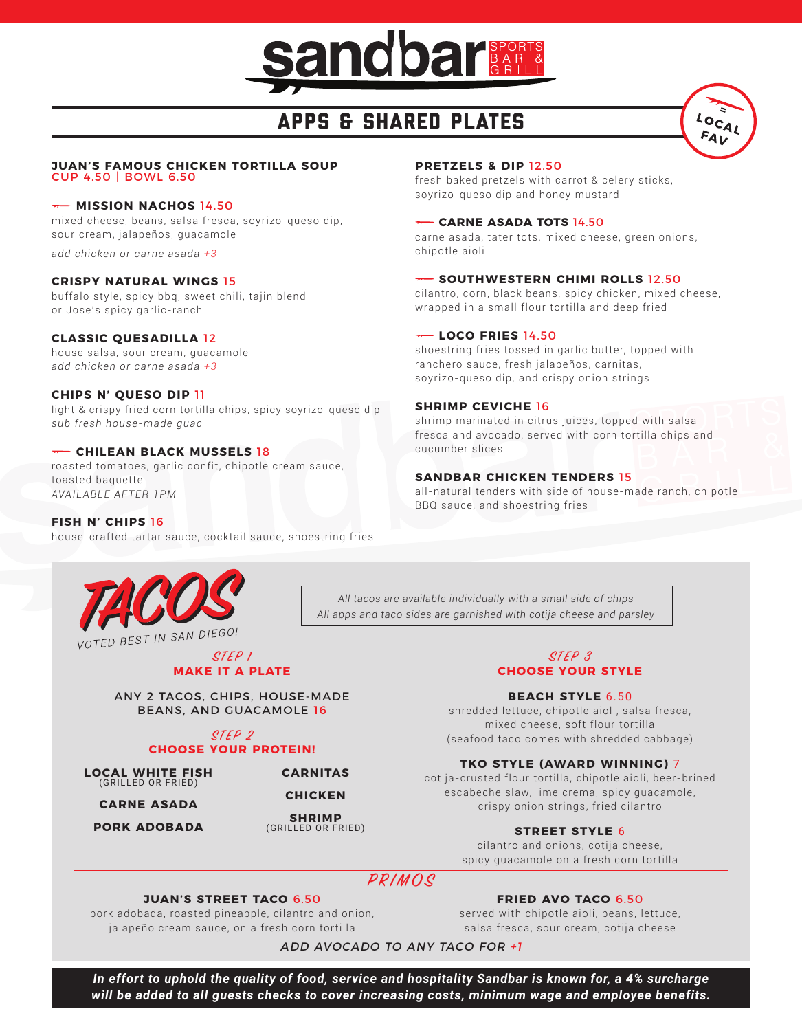# sandbar SPORTS BAR & GRILL

## APPS & SHARED PLATES

LOCAL FAV

**JUAN'S FAMOUS CHICKEN TORTILLA SOUP**
CUP 4.50 | BOWL 6.50

**MISSION NACHOS** 14.50
mixed cheese, beans, salsa fresca, soyrizo-queso dip, sour cream, jalapeños, guacamole
*add chicken or carne asada +3*

**CRISPY NATURAL WINGS** 15
buffalo style, spicy bbq, sweet chili, tajin blend or Jose's spicy garlic-ranch

**CLASSIC QUESADILLA** 12
house salsa, sour cream, guacamole
*add chicken or carne asada +3*

**CHIPS N' QUESO DIP** 11
light & crispy fried corn tortilla chips, spicy soyrizo-queso dip
*sub fresh house-made guac*

**CHILEAN BLACK MUSSELS** 18
roasted tomatoes, garlic confit, chipotle cream sauce, toasted baguette
*AVAILABLE AFTER 1PM*

**FISH N' CHIPS** 16
house-crafted tartar sauce, cocktail sauce, shoestring fries

**PRETZELS & DIP** 12.50
fresh baked pretzels with carrot & celery sticks, soyrizo-queso dip and honey mustard

**CARNE ASADA TOTS** 14.50
carne asada, tater tots, mixed cheese, green onions, chipotle aioli

**SOUTHWESTERN CHIMI ROLLS** 12.50
cilantro, corn, black beans, spicy chicken, mixed cheese, wrapped in a small flour tortilla and deep fried

**LOCO FRIES** 14.50
shoestring fries tossed in garlic butter, topped with ranchero sauce, fresh jalapeños, carnitas, soyrizo-queso dip, and crispy onion strings

**SHRIMP CEVICHE** 16
shrimp marinated in citrus juices, topped with salsa fresca and avocado, served with corn tortilla chips and cucumber slices

**SANDBAR CHICKEN TENDERS** 15
all-natural tenders with side of house-made ranch, chipotle BBQ sauce, and shoestring fries

## TACOS

*VOTED BEST IN SAN DIEGO!*

*All tacos are available individually with a small side of chips*
*All apps and taco sides are garnished with cotija cheese and parsley*

### STEP 1 — MAKE IT A PLATE

ANY 2 TACOS, CHIPS, HOUSE-MADE BEANS, AND GUACAMOLE 16

### STEP 2 — CHOOSE YOUR PROTEIN!

- **LOCAL WHITE FISH** (GRILLED OR FRIED)
- **CARNE ASADA**
- **PORK ADOBADA**
- **CARNITAS**
- **CHICKEN**
- **SHRIMP** (GRILLED OR FRIED)

### STEP 3 — CHOOSE YOUR STYLE

**BEACH STYLE** 6.50
shredded lettuce, chipotle aioli, salsa fresca, mixed cheese, soft flour tortilla (seafood taco comes with shredded cabbage)

**TKO STYLE (AWARD WINNING)** 7
cotija-crusted flour tortilla, chipotle aioli, beer-brined escabeche slaw, lime crema, spicy guacamole, crispy onion strings, fried cilantro

**STREET STYLE** 6
cilantro and onions, cotija cheese, spicy guacamole on a fresh corn tortilla

### PRIMOS

**JUAN'S STREET TACO** 6.50
pork adobada, roasted pineapple, cilantro and onion, jalapeño cream sauce, on a fresh corn tortilla

**FRIED AVO TACO** 6.50
served with chipotle aioli, beans, lettuce, salsa fresca, sour cream, cotija cheese

*ADD AVOCADO TO ANY TACO FOR +1*

***In effort to uphold the quality of food, service and hospitality Sandbar is known for, a 4% surcharge will be added to all guests checks to cover increasing costs, minimum wage and employee benefits.***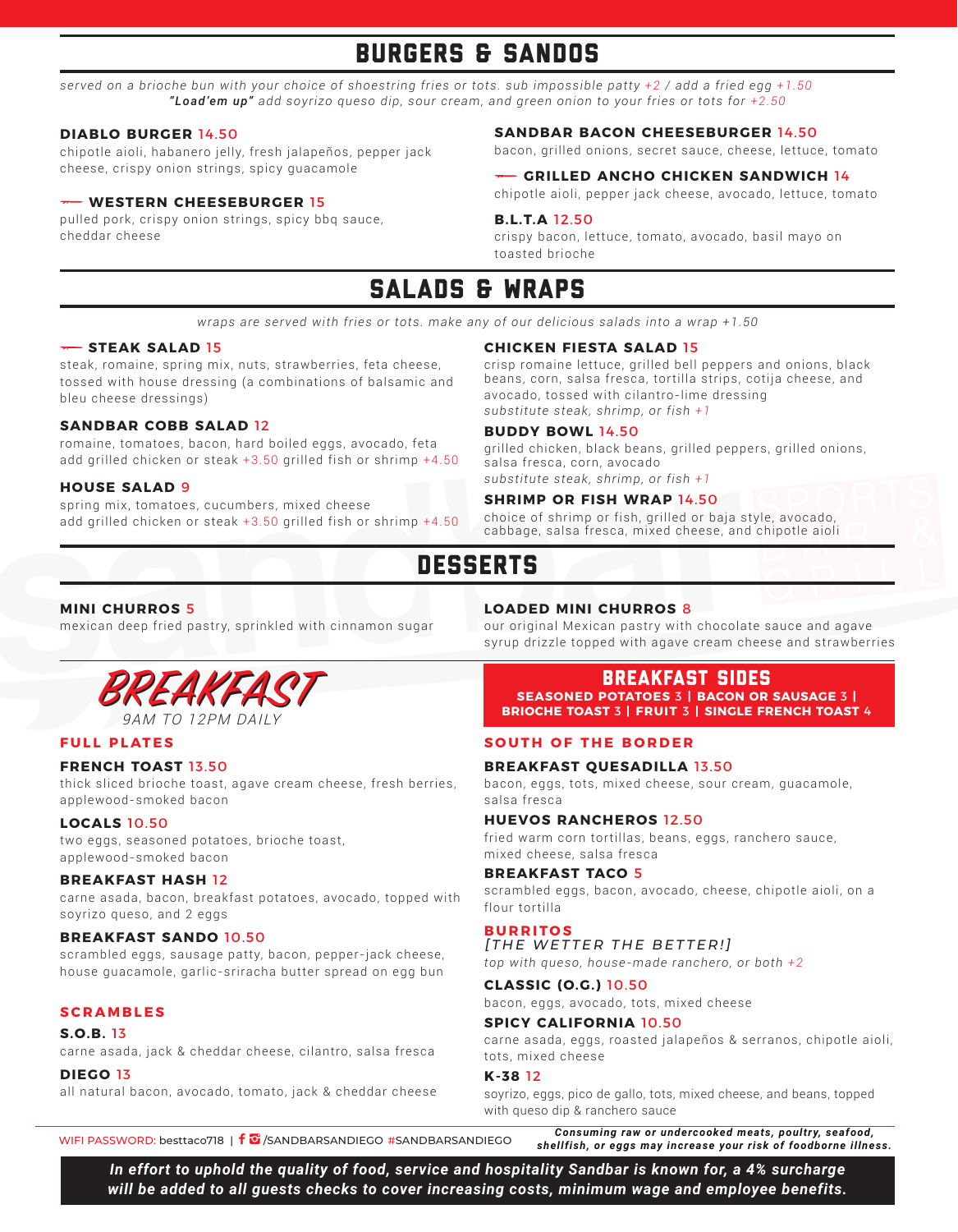## BURGERS & SANDOS

*served on a brioche bun with your choice of shoestring fries or tots. sub impossible patty +2 / add a fried egg +1.50*
***"Load'em up"** add soyrizo queso dip, sour cream, and green onion to your fries or tots for +2.50*

**DIABLO BURGER** 14.50
chipotle aioli, habanero jelly, fresh jalapeños, pepper jack cheese, crispy onion strings, spicy guacamole

**WESTERN CHEESEBURGER** 15
pulled pork, crispy onion strings, spicy bbq sauce, cheddar cheese

**SANDBAR BACON CHEESEBURGER** 14.50
bacon, grilled onions, secret sauce, cheese, lettuce, tomato

**GRILLED ANCHO CHICKEN SANDWICH** 14
chipotle aioli, pepper jack cheese, avocado, lettuce, tomato

**B.L.T.A** 12.50
crispy bacon, lettuce, tomato, avocado, basil mayo on toasted brioche

## SALADS & WRAPS

*wraps are served with fries or tots. make any of our delicious salads into a wrap +1.50*

**STEAK SALAD** 15
steak, romaine, spring mix, nuts, strawberries, feta cheese, tossed with house dressing (a combinations of balsamic and bleu cheese dressings)

**SANDBAR COBB SALAD** 12
romaine, tomatoes, bacon, hard boiled eggs, avocado, feta
add grilled chicken or steak +3.50 grilled fish or shrimp +4.50

**HOUSE SALAD** 9
spring mix, tomatoes, cucumbers, mixed cheese
add grilled chicken or steak +3.50 grilled fish or shrimp +4.50

**CHICKEN FIESTA SALAD** 15
crisp romaine lettuce, grilled bell peppers and onions, black beans, corn, salsa fresca, tortilla strips, cotija cheese, and avocado, tossed with cilantro-lime dressing
*substitute steak, shrimp, or fish +1*

**BUDDY BOWL** 14.50
grilled chicken, black beans, grilled peppers, grilled onions, salsa fresca, corn, avocado
*substitute steak, shrimp, or fish +1*

**SHRIMP OR FISH WRAP** 14.50
choice of shrimp or fish, grilled or baja style, avocado, cabbage, salsa fresca, mixed cheese, and chipotle aioli

## DESSERTS

**MINI CHURROS** 5
mexican deep fried pastry, sprinkled with cinnamon sugar

**LOADED MINI CHURROS** 8
our original Mexican pastry with chocolate sauce and agave syrup drizzle topped with agave cream cheese and strawberries

## BREAKFAST

*9AM TO 12PM DAILY*

### FULL PLATES

**FRENCH TOAST** 13.50
thick sliced brioche toast, agave cream cheese, fresh berries, applewood-smoked bacon

**LOCALS** 10.50
two eggs, seasoned potatoes, brioche toast, applewood-smoked bacon

**BREAKFAST HASH** 12
carne asada, bacon, breakfast potatoes, avocado, topped with soyrizo queso, and 2 eggs

**BREAKFAST SANDO** 10.50
scrambled eggs, sausage patty, bacon, pepper-jack cheese, house guacamole, garlic-sriracha butter spread on egg bun

### SCRAMBLES

**S.O.B.** 13
carne asada, jack & cheddar cheese, cilantro, salsa fresca

**DIEGO** 13
all natural bacon, avocado, tomato, jack & cheddar cheese

### BREAKFAST SIDES

**SEASONED POTATOES** 3 | **BACON OR SAUSAGE** 3 | **BRIOCHE TOAST** 3 | **FRUIT** 3 | **SINGLE FRENCH TOAST** 4

### SOUTH OF THE BORDER

**BREAKFAST QUESADILLA** 13.50
bacon, eggs, tots, mixed cheese, sour cream, guacamole, salsa fresca

**HUEVOS RANCHEROS** 12.50
fried warm corn tortillas, beans, eggs, ranchero sauce, mixed cheese, salsa fresca

**BREAKFAST TACO** 5
scrambled eggs, bacon, avocado, cheese, chipotle aioli, on a flour tortilla

### BURRITOS

*[THE WETTER THE BETTER!]*
*top with queso, house-made ranchero, or both +2*

**CLASSIC (O.G.)** 10.50
bacon, eggs, avocado, tots, mixed cheese

**SPICY CALIFORNIA** 10.50
carne asada, eggs, roasted jalapeños & serranos, chipotle aioli, tots, mixed cheese

**K-38** 12
soyrizo, eggs, pico de gallo, tots, mixed cheese, and beans, topped with queso dip & ranchero sauce

WIFI PASSWORD: besttaco718 | /SANDBARSANDIEGO #SANDBARSANDIEGO

***Consuming raw or undercooked meats, poultry, seafood, shellfish, or eggs may increase your risk of foodborne illness.***

***In effort to uphold the quality of food, service and hospitality Sandbar is known for, a 4% surcharge will be added to all guests checks to cover increasing costs, minimum wage and employee benefits.***